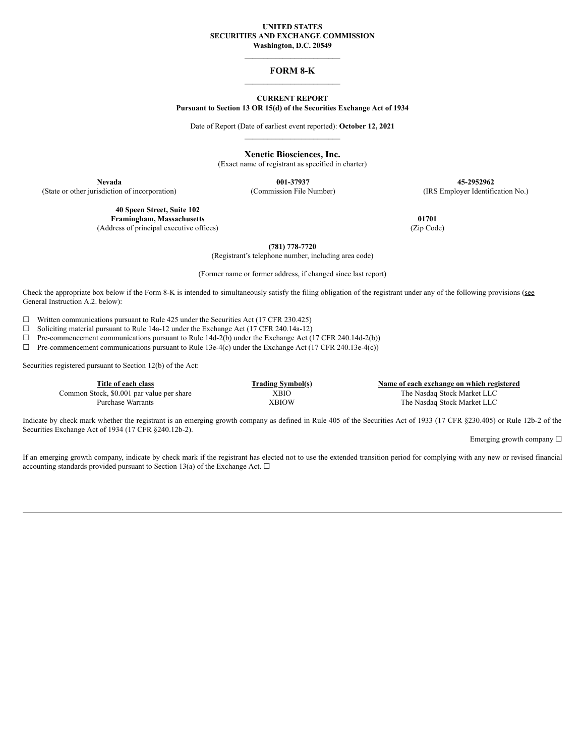**UNITED STATES**
**SECURITIES AND EXCHANGE COMMISSION**
**Washington, D.C. 20549**

---

# FORM 8-K

---

**CURRENT REPORT**
**Pursuant to Section 13 OR 15(d) of the Securities Exchange Act of 1934**

Date of Report (Date of earliest event reported): **October 12, 2021**

---

**Xenetic Biosciences, Inc.**
(Exact name of registrant as specified in charter)

| **Nevada** | **001-37937** | **45-2952962** |
|---|---|---|
| (State or other jurisdiction of incorporation) | (Commission File Number) | (IRS Employer Identification No.) |

| **40 Speen Street, Suite 102** **Framingham, Massachusetts** | **01701** |
|---|---|
| (Address of principal executive offices) | (Zip Code) |

**(781) 778-7720**
(Registrant's telephone number, including area code)

(Former name or former address, if changed since last report)

Check the appropriate box below if the Form 8-K is intended to simultaneously satisfy the filing obligation of the registrant under any of the following provisions (see General Instruction A.2. below):

☐ Written communications pursuant to Rule 425 under the Securities Act (17 CFR 230.425)
☐ Soliciting material pursuant to Rule 14a-12 under the Exchange Act (17 CFR 240.14a-12)
☐ Pre-commencement communications pursuant to Rule 14d-2(b) under the Exchange Act (17 CFR 240.14d-2(b))
☐ Pre-commencement communications pursuant to Rule 13e-4(c) under the Exchange Act (17 CFR 240.13e-4(c))

Securities registered pursuant to Section 12(b) of the Act:

| Title of each class | Trading Symbol(s) | Name of each exchange on which registered |
|---|---|---|
| Common Stock, $0.001 par value per share | XBIO | The Nasdaq Stock Market LLC |
| Purchase Warrants | XBIOW | The Nasdaq Stock Market LLC |

Indicate by check mark whether the registrant is an emerging growth company as defined in Rule 405 of the Securities Act of 1933 (17 CFR §230.405) or Rule 12b-2 of the Securities Exchange Act of 1934 (17 CFR §240.12b-2).

Emerging growth company ☐

If an emerging growth company, indicate by check mark if the registrant has elected not to use the extended transition period for complying with any new or revised financial accounting standards provided pursuant to Section 13(a) of the Exchange Act. ☐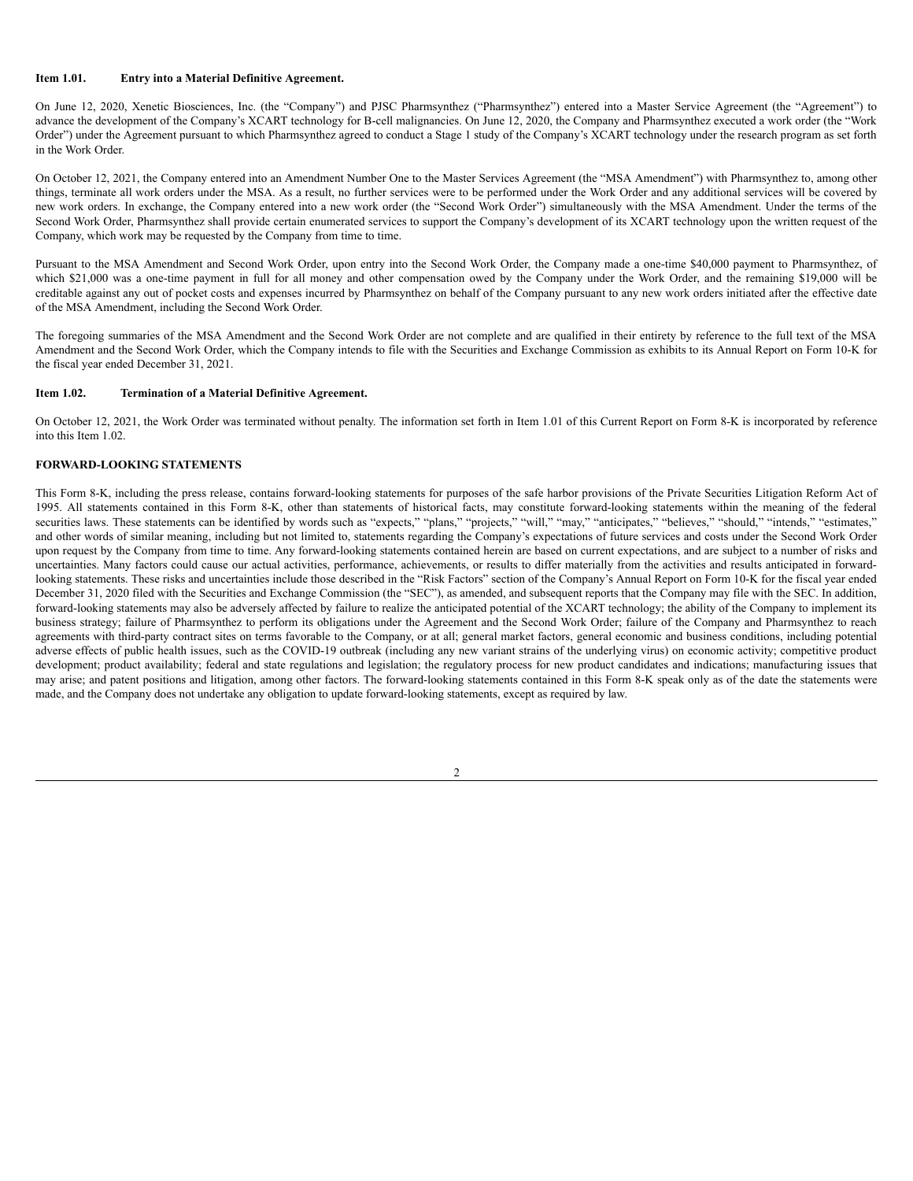**Item 1.01. Entry into a Material Definitive Agreement.**

On June 12, 2020, Xenetic Biosciences, Inc. (the "Company") and PJSC Pharmsynthez ("Pharmsynthez") entered into a Master Service Agreement (the "Agreement") to advance the development of the Company's XCART technology for B-cell malignancies. On June 12, 2020, the Company and Pharmsynthez executed a work order (the "Work Order") under the Agreement pursuant to which Pharmsynthez agreed to conduct a Stage 1 study of the Company's XCART technology under the research program as set forth in the Work Order.

On October 12, 2021, the Company entered into an Amendment Number One to the Master Services Agreement (the "MSA Amendment") with Pharmsynthez to, among other things, terminate all work orders under the MSA. As a result, no further services were to be performed under the Work Order and any additional services will be covered by new work orders. In exchange, the Company entered into a new work order (the "Second Work Order") simultaneously with the MSA Amendment. Under the terms of the Second Work Order, Pharmsynthez shall provide certain enumerated services to support the Company's development of its XCART technology upon the written request of the Company, which work may be requested by the Company from time to time.

Pursuant to the MSA Amendment and Second Work Order, upon entry into the Second Work Order, the Company made a one-time $40,000 payment to Pharmsynthez, of which $21,000 was a one-time payment in full for all money and other compensation owed by the Company under the Work Order, and the remaining $19,000 will be creditable against any out of pocket costs and expenses incurred by Pharmsynthez on behalf of the Company pursuant to any new work orders initiated after the effective date of the MSA Amendment, including the Second Work Order.

The foregoing summaries of the MSA Amendment and the Second Work Order are not complete and are qualified in their entirety by reference to the full text of the MSA Amendment and the Second Work Order, which the Company intends to file with the Securities and Exchange Commission as exhibits to its Annual Report on Form 10-K for the fiscal year ended December 31, 2021.

**Item 1.02. Termination of a Material Definitive Agreement.**

On October 12, 2021, the Work Order was terminated without penalty. The information set forth in Item 1.01 of this Current Report on Form 8-K is incorporated by reference into this Item 1.02.

**FORWARD-LOOKING STATEMENTS**

This Form 8-K, including the press release, contains forward-looking statements for purposes of the safe harbor provisions of the Private Securities Litigation Reform Act of 1995. All statements contained in this Form 8-K, other than statements of historical facts, may constitute forward-looking statements within the meaning of the federal securities laws. These statements can be identified by words such as "expects," "plans," "projects," "will," "may," "anticipates," "believes," "should," "intends," "estimates," and other words of similar meaning, including but not limited to, statements regarding the Company's expectations of future services and costs under the Second Work Order upon request by the Company from time to time. Any forward-looking statements contained herein are based on current expectations, and are subject to a number of risks and uncertainties. Many factors could cause our actual activities, performance, achievements, or results to differ materially from the activities and results anticipated in forward-looking statements. These risks and uncertainties include those described in the "Risk Factors" section of the Company's Annual Report on Form 10-K for the fiscal year ended December 31, 2020 filed with the Securities and Exchange Commission (the "SEC"), as amended, and subsequent reports that the Company may file with the SEC. In addition, forward-looking statements may also be adversely affected by failure to realize the anticipated potential of the XCART technology; the ability of the Company to implement its business strategy; failure of Pharmsynthez to perform its obligations under the Agreement and the Second Work Order; failure of the Company and Pharmsynthez to reach agreements with third-party contract sites on terms favorable to the Company, or at all; general market factors, general economic and business conditions, including potential adverse effects of public health issues, such as the COVID-19 outbreak (including any new variant strains of the underlying virus) on economic activity; competitive product development; product availability; federal and state regulations and legislation; the regulatory process for new product candidates and indications; manufacturing issues that may arise; and patent positions and litigation, among other factors. The forward-looking statements contained in this Form 8-K speak only as of the date the statements were made, and the Company does not undertake any obligation to update forward-looking statements, except as required by law.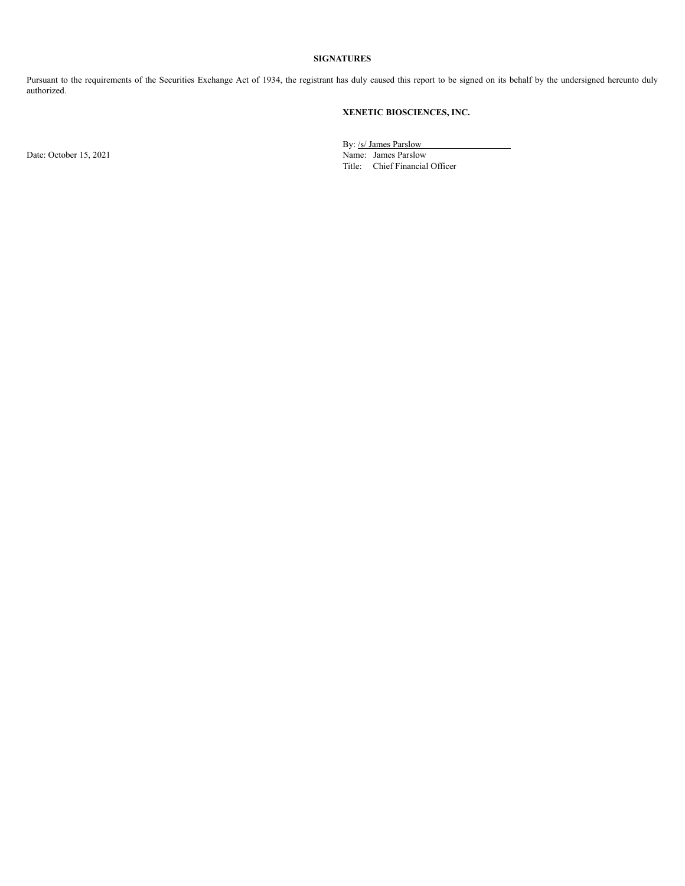**SIGNATURES**

Pursuant to the requirements of the Securities Exchange Act of 1934, the registrant has duly caused this report to be signed on its behalf by the undersigned hereunto duly authorized.

**XENETIC BIOSCIENCES, INC.**

Date: October 15, 2021

By: /s/ James Parslow
Name: James Parslow
Title: Chief Financial Officer